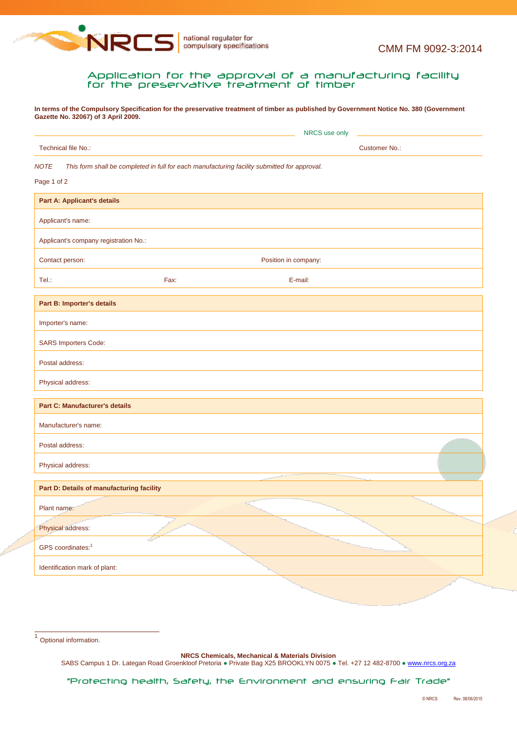CMM FM 9092-3:2014

# Application for the approval of a manufacturing facility for the preservative treatment of timber

**In terms of the Compulsory Specification for the preservative treatment of timber as published by Government Notice No. 380 (Government Gazette No. 32067) of 3 April 2009.**

NRCS use only

| Technical file No.: | Customer No.: |
|---|---|

*NOTE This form shall be completed in full for each manufacturing facility submitted for approval.*

| **Part A: Applicant's details** | | |
|---|---|---|
| Applicant's name: | | |
| Applicant's company registration No.: | | |
| Contact person: | Position in company: | |
| Tel.: | Fax: | E-mail: |

| **Part B: Importer's details** |
|---|
| Importer's name: |
| SARS Importers Code: |
| Postal address: |
| Physical address: |

| **Part C: Manufacturer's details** |
|---|
| Manufacturer's name: |
| Postal address: |
| Physical address: |

| **Part D: Details of manufacturing facility** |
|---|
| Plant name: |
| Physical address: |
| GPS coordinates:[1] |
| Identification mark of plant: |

[1] Optional information.

**NRCS Chemicals, Mechanical & Materials Division**
SABS Campus 1 Dr. Lategan Road Groenkloof Pretoria ● Private Bag X25 BROOKLYN 0075 ● Tel. +27 12 482-8700 ● www.nrcs.org.za

"Protecting health, Safety, the Environment and ensuring Fair Trade"

© NRCS Rev. 08/06/2015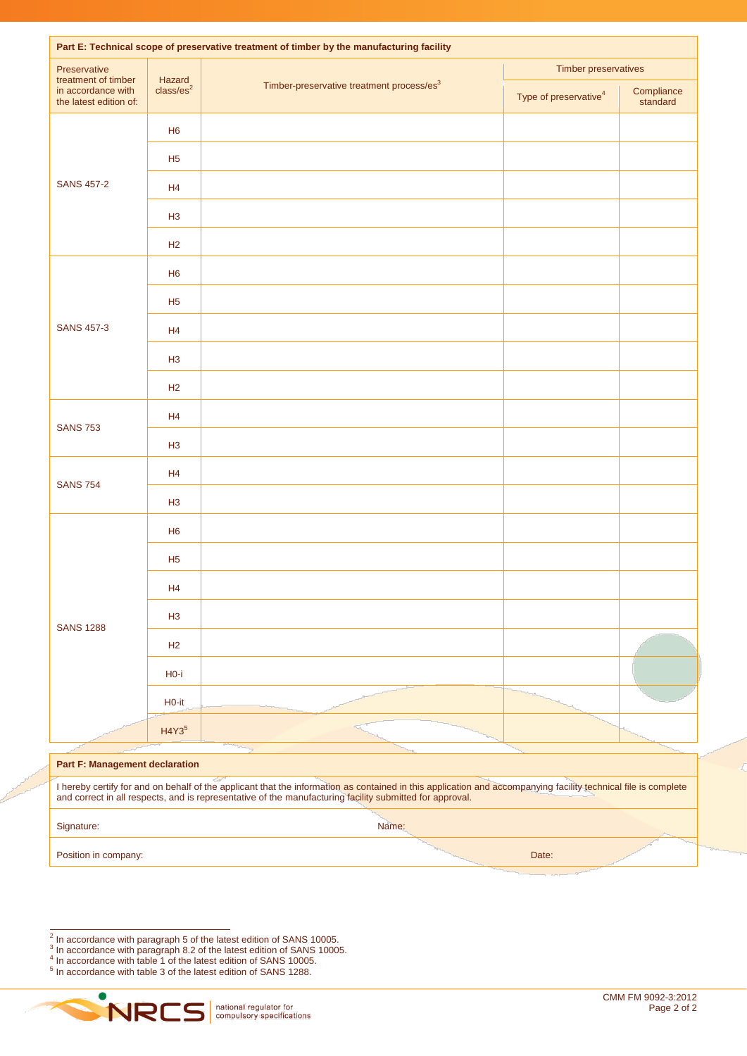## Part E: Technical scope of preservative treatment of timber by the manufacturing facility

| Preservative treatment of timber in accordance with the latest edition of: | Hazard class/es[2] | Timber-preservative treatment process/es[3] | Timber preservatives | |
|---|---|---|---|---|
| | | | Type of preservative[4] | Compliance standard |
| SANS 457-2 | H6 | | | |
| | H5 | | | |
| | H4 | | | |
| | H3 | | | |
| | H2 | | | |
| SANS 457-3 | H6 | | | |
| | H5 | | | |
| | H4 | | | |
| | H3 | | | |
| | H2 | | | |
| SANS 753 | H4 | | | |
| | H3 | | | |
| SANS 754 | H4 | | | |
| | H3 | | | |
| SANS 1288 | H6 | | | |
| | H5 | | | |
| | H4 | | | |
| | H3 | | | |
| | H2 | | | |
| | H0-i | | | |
| | H0-it | | | |
| | H4Y3[5] | | | |

## Part F: Management declaration

I hereby certify for and on behalf of the applicant that the information as contained in this application and accompanying facility technical file is complete and correct in all respects, and is representative of the manufacturing facility submitted for approval.

| | |
|---|---|
| Signature: | Name: |
| Position in company: | Date: |

[2] In accordance with paragraph 5 of the latest edition of SANS 10005.
[3] In accordance with paragraph 8.2 of the latest edition of SANS 10005.
[4] In accordance with table 1 of the latest edition of SANS 10005.
[5] In accordance with table 3 of the latest edition of SANS 1288.

NRCS national regulator for compulsory specifications

CMM FM 9092-3:2012